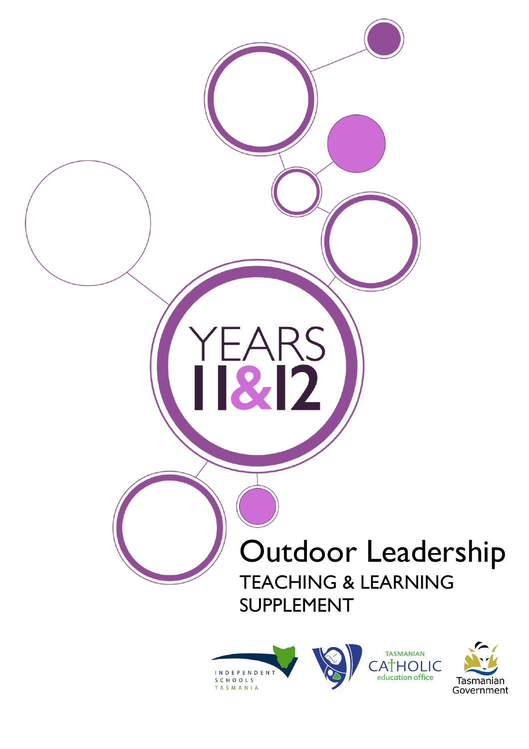YEARS 11&12

# Outdoor Leadership

## TEACHING & LEARNING SUPPLEMENT

INDEPENDENT SCHOOLS TASMANIA

TASMANIAN CATHOLIC education office

Tasmanian Government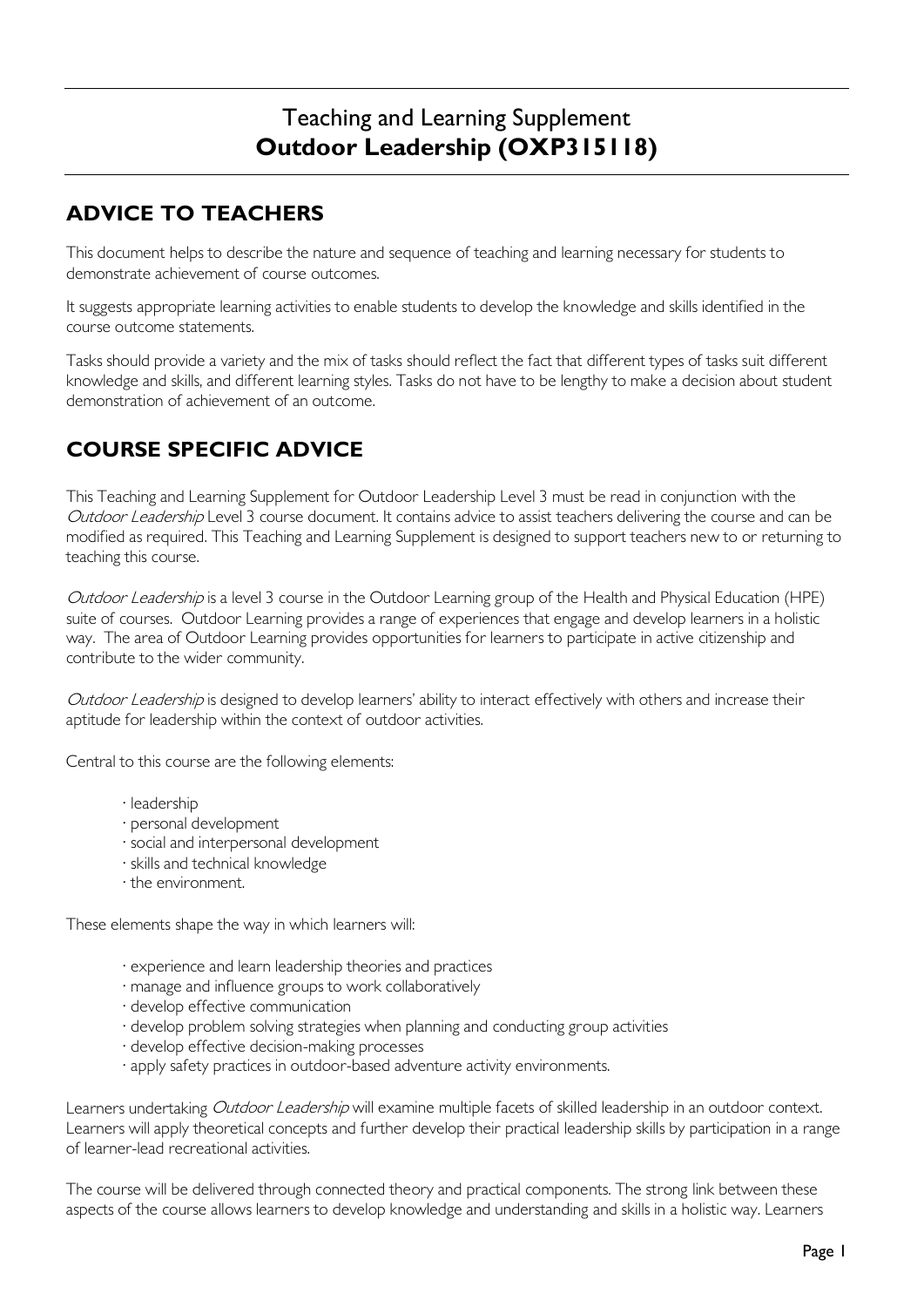# Teaching and Learning Supplement
# **Outdoor Leadership (OXP315118)**

## ADVICE TO TEACHERS

This document helps to describe the nature and sequence of teaching and learning necessary for students to demonstrate achievement of course outcomes.

It suggests appropriate learning activities to enable students to develop the knowledge and skills identified in the course outcome statements.

Tasks should provide a variety and the mix of tasks should reflect the fact that different types of tasks suit different knowledge and skills, and different learning styles. Tasks do not have to be lengthy to make a decision about student demonstration of achievement of an outcome.

## COURSE SPECIFIC ADVICE

This Teaching and Learning Supplement for Outdoor Leadership Level 3 must be read in conjunction with the *Outdoor Leadership* Level 3 course document. It contains advice to assist teachers delivering the course and can be modified as required. This Teaching and Learning Supplement is designed to support teachers new to or returning to teaching this course.

*Outdoor Leadership* is a level 3 course in the Outdoor Learning group of the Health and Physical Education (HPE) suite of courses. Outdoor Learning provides a range of experiences that engage and develop learners in a holistic way. The area of Outdoor Learning provides opportunities for learners to participate in active citizenship and contribute to the wider community.

*Outdoor Leadership* is designed to develop learners' ability to interact effectively with others and increase their aptitude for leadership within the context of outdoor activities.

Central to this course are the following elements:

- leadership
- personal development
- social and interpersonal development
- skills and technical knowledge
- the environment.

These elements shape the way in which learners will:

- experience and learn leadership theories and practices
- manage and influence groups to work collaboratively
- develop effective communication
- develop problem solving strategies when planning and conducting group activities
- develop effective decision-making processes
- apply safety practices in outdoor-based adventure activity environments.

Learners undertaking *Outdoor Leadership* will examine multiple facets of skilled leadership in an outdoor context. Learners will apply theoretical concepts and further develop their practical leadership skills by participation in a range of learner-lead recreational activities.

The course will be delivered through connected theory and practical components. The strong link between these aspects of the course allows learners to develop knowledge and understanding and skills in a holistic way. Learners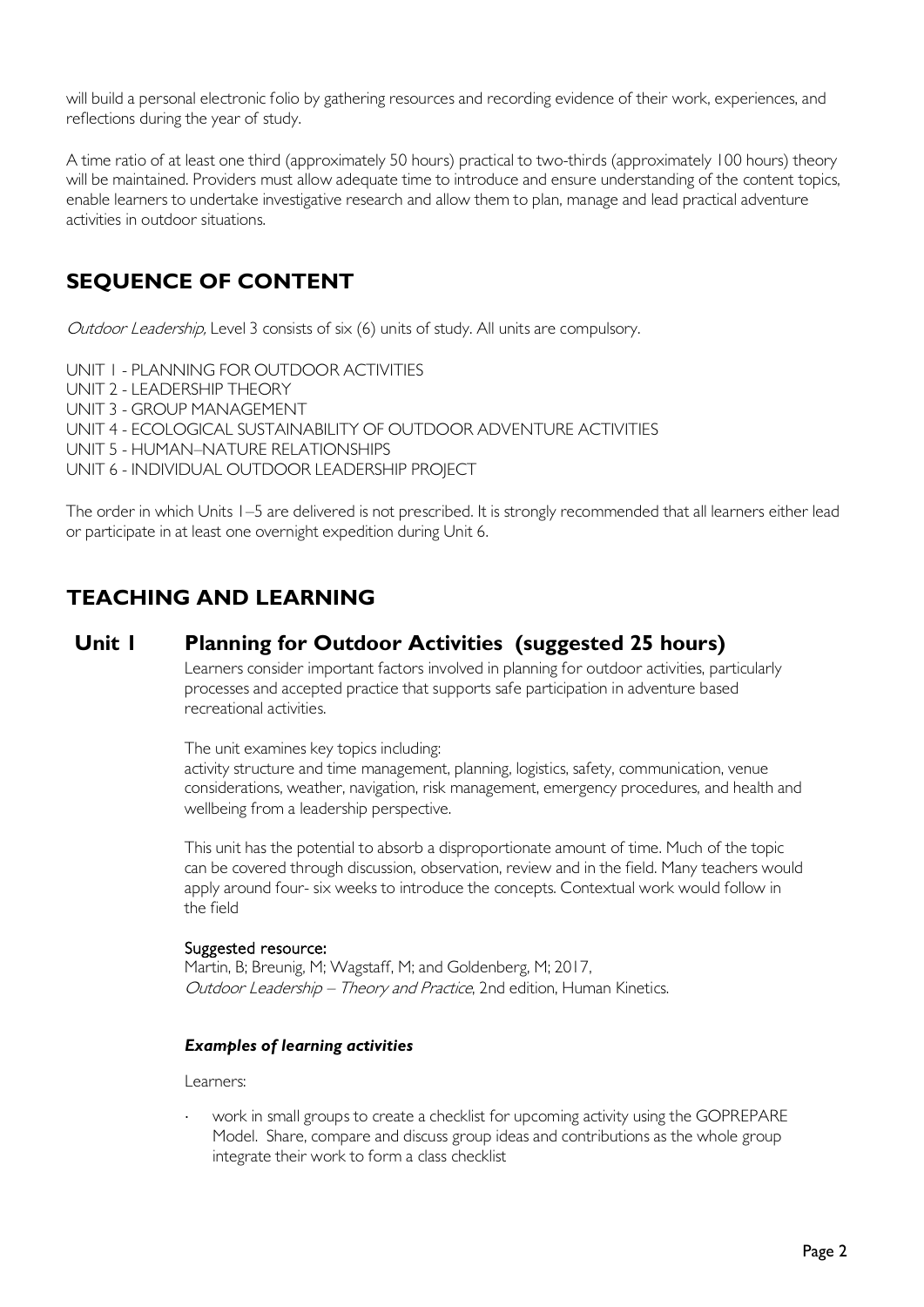will build a personal electronic folio by gathering resources and recording evidence of their work, experiences, and reflections during the year of study.

A time ratio of at least one third (approximately 50 hours) practical to two-thirds (approximately 100 hours) theory will be maintained. Providers must allow adequate time to introduce and ensure understanding of the content topics, enable learners to undertake investigative research and allow them to plan, manage and lead practical adventure activities in outdoor situations.

## SEQUENCE OF CONTENT

*Outdoor Leadership,* Level 3 consists of six (6) units of study. All units are compulsory.

UNIT 1 - PLANNING FOR OUTDOOR ACTIVITIES
UNIT 2 - LEADERSHIP THEORY
UNIT 3 - GROUP MANAGEMENT
UNIT 4 - ECOLOGICAL SUSTAINABILITY OF OUTDOOR ADVENTURE ACTIVITIES
UNIT 5 - HUMAN–NATURE RELATIONSHIPS
UNIT 6 - INDIVIDUAL OUTDOOR LEADERSHIP PROJECT

The order in which Units 1–5 are delivered is not prescribed. It is strongly recommended that all learners either lead or participate in at least one overnight expedition during Unit 6.

## TEACHING AND LEARNING

### Unit 1 Planning for Outdoor Activities (suggested 25 hours)

Learners consider important factors involved in planning for outdoor activities, particularly processes and accepted practice that supports safe participation in adventure based recreational activities.

The unit examines key topics including:
activity structure and time management, planning, logistics, safety, communication, venue considerations, weather, navigation, risk management, emergency procedures, and health and wellbeing from a leadership perspective.

This unit has the potential to absorb a disproportionate amount of time. Much of the topic can be covered through discussion, observation, review and in the field. Many teachers would apply around four- six weeks to introduce the concepts. Contextual work would follow in the field

Suggested resource:
Martin, B; Breunig, M; Wagstaff, M; and Goldenberg, M; 2017, *Outdoor Leadership – Theory and Practice*, 2nd edition, Human Kinetics.

#### *Examples of learning activities*

Learners:

- work in small groups to create a checklist for upcoming activity using the GOPREPARE Model. Share, compare and discuss group ideas and contributions as the whole group integrate their work to form a class checklist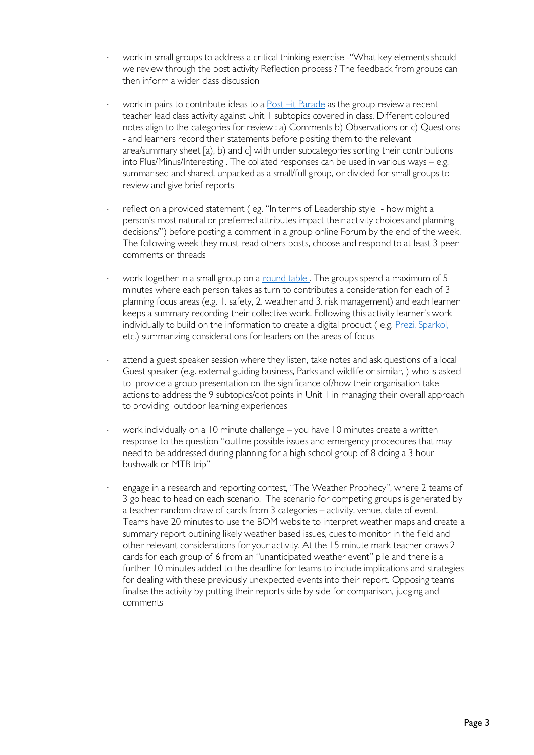- work in small groups to address a critical thinking exercise -"What key elements should we review through the post activity Reflection process ? The feedback from groups can then inform a wider class discussion

- work in pairs to contribute ideas to a Post –it Parade as the group review a recent teacher lead class activity against Unit 1 subtopics covered in class. Different coloured notes align to the categories for review : a) Comments b) Observations or c) Questions - and learners record their statements before positing them to the relevant area/summary sheet [a), b) and c] with under subcategories sorting their contributions into Plus/Minus/Interesting . The collated responses can be used in various ways – e.g. summarised and shared, unpacked as a small/full group, or divided for small groups to review and give brief reports

- reflect on a provided statement ( eg. "In terms of Leadership style - how might a person's most natural or preferred attributes impact their activity choices and planning decisions/") before posting a comment in a group online Forum by the end of the week. The following week they must read others posts, choose and respond to at least 3 peer comments or threads

- work together in a small group on a round table . The groups spend a maximum of 5 minutes where each person takes as turn to contributes a consideration for each of 3 planning focus areas (e.g. 1. safety, 2. weather and 3. risk management) and each learner keeps a summary recording their collective work. Following this activity learner's work individually to build on the information to create a digital product ( e.g. Prezi, Sparkol, etc.) summarizing considerations for leaders on the areas of focus

- attend a guest speaker session where they listen, take notes and ask questions of a local Guest speaker (e.g. external guiding business, Parks and wildlife or similar, ) who is asked to provide a group presentation on the significance of/how their organisation take actions to address the 9 subtopics/dot points in Unit 1 in managing their overall approach to providing outdoor learning experiences

- work individually on a 10 minute challenge – you have 10 minutes create a written response to the question "outline possible issues and emergency procedures that may need to be addressed during planning for a high school group of 8 doing a 3 hour bushwalk or MTB trip"

- engage in a research and reporting contest, "The Weather Prophecy", where 2 teams of 3 go head to head on each scenario. The scenario for competing groups is generated by a teacher random draw of cards from 3 categories – activity, venue, date of event. Teams have 20 minutes to use the BOM website to interpret weather maps and create a summary report outlining likely weather based issues, cues to monitor in the field and other relevant considerations for your activity. At the 15 minute mark teacher draws 2 cards for each group of 6 from an "unanticipated weather event" pile and there is a further 10 minutes added to the deadline for teams to include implications and strategies for dealing with these previously unexpected events into their report. Opposing teams finalise the activity by putting their reports side by side for comparison, judging and comments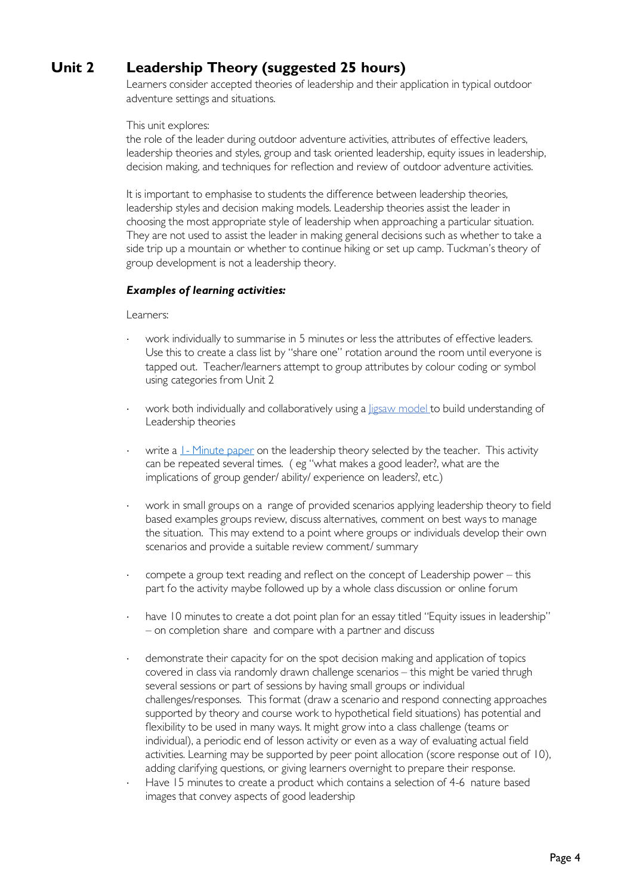## Unit 2 Leadership Theory (suggested 25 hours)

Learners consider accepted theories of leadership and their application in typical outdoor adventure settings and situations.

This unit explores:
the role of the leader during outdoor adventure activities, attributes of effective leaders, leadership theories and styles, group and task oriented leadership, equity issues in leadership, decision making, and techniques for reflection and review of outdoor adventure activities.

It is important to emphasise to students the difference between leadership theories, leadership styles and decision making models. Leadership theories assist the leader in choosing the most appropriate style of leadership when approaching a particular situation. They are not used to assist the leader in making general decisions such as whether to take a side trip up a mountain or whether to continue hiking or set up camp. Tuckman's theory of group development is not a leadership theory.

### *Examples of learning activities:*

Learners:

- work individually to summarise in 5 minutes or less the attributes of effective leaders. Use this to create a class list by "share one" rotation around the room until everyone is tapped out. Teacher/learners attempt to group attributes by colour coding or symbol using categories from Unit 2

- work both individually and collaboratively using a Jigsaw model to build understanding of Leadership theories

- write a 1- Minute paper on the leadership theory selected by the teacher. This activity can be repeated several times. ( eg "what makes a good leader?, what are the implications of group gender/ ability/ experience on leaders?, etc.)

- work in small groups on a range of provided scenarios applying leadership theory to field based examples groups review, discuss alternatives, comment on best ways to manage the situation. This may extend to a point where groups or individuals develop their own scenarios and provide a suitable review comment/ summary

- compete a group text reading and reflect on the concept of Leadership power – this part fo the activity maybe followed up by a whole class discussion or online forum

- have 10 minutes to create a dot point plan for an essay titled "Equity issues in leadership" – on completion share and compare with a partner and discuss

- demonstrate their capacity for on the spot decision making and application of topics covered in class via randomly drawn challenge scenarios – this might be varied thrugh several sessions or part of sessions by having small groups or individual challenges/responses. This format (draw a scenario and respond connecting approaches supported by theory and course work to hypothetical field situations) has potential and flexibility to be used in many ways. It might grow into a class challenge (teams or individual), a periodic end of lesson activity or even as a way of evaluating actual field activities. Learning may be supported by peer point allocation (score response out of 10), adding clarifying questions, or giving learners overnight to prepare their response.
- Have 15 minutes to create a product which contains a selection of 4-6 nature based images that convey aspects of good leadership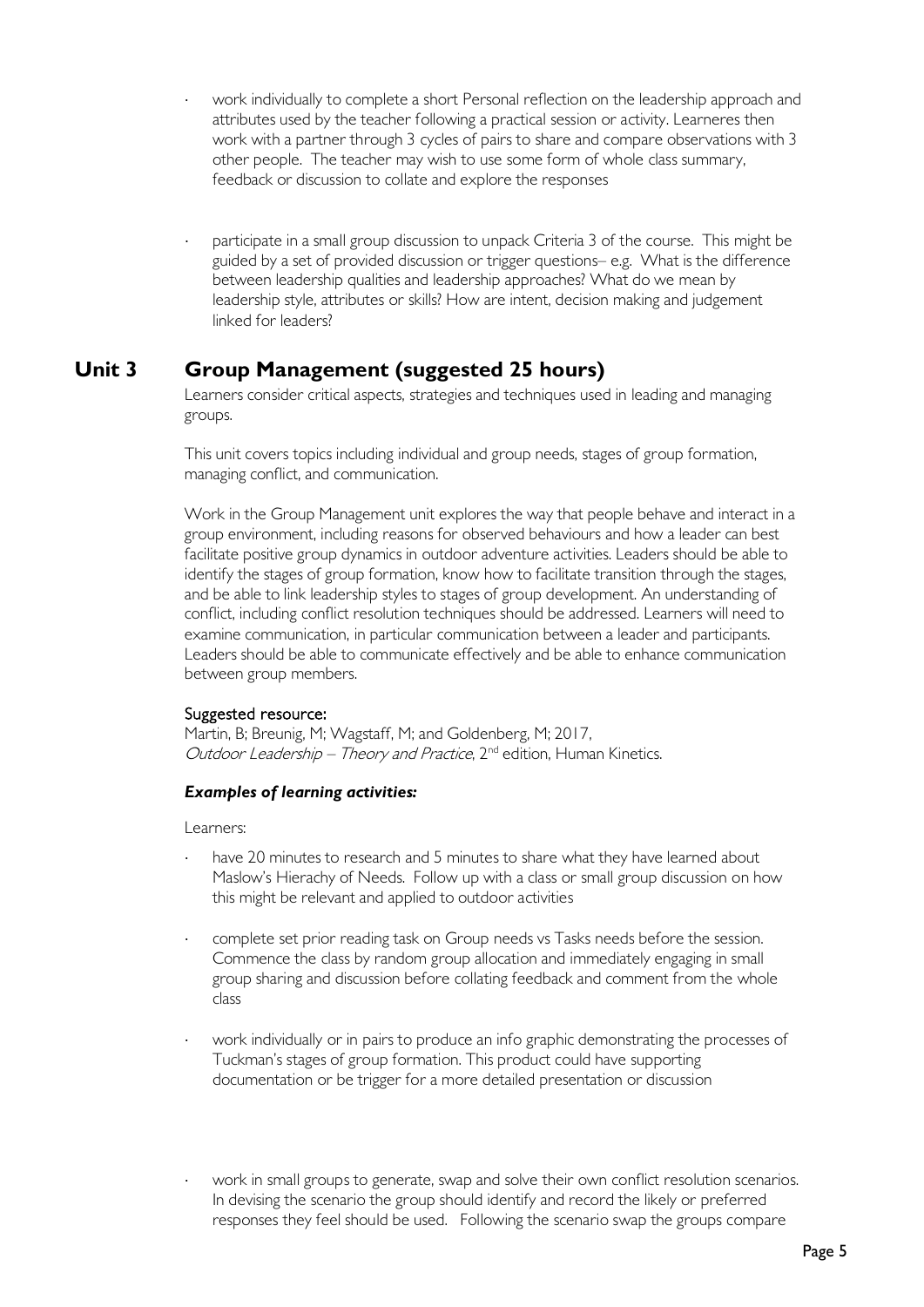- work individually to complete a short Personal reflection on the leadership approach and attributes used by the teacher following a practical session or activity. Learneres then work with a partner through 3 cycles of pairs to share and compare observations with 3 other people. The teacher may wish to use some form of whole class summary, feedback or discussion to collate and explore the responses

- participate in a small group discussion to unpack Criteria 3 of the course. This might be guided by a set of provided discussion or trigger questions– e.g. What is the difference between leadership qualities and leadership approaches? What do we mean by leadership style, attributes or skills? How are intent, decision making and judgement linked for leaders?

## Unit 3 Group Management (suggested 25 hours)

Learners consider critical aspects, strategies and techniques used in leading and managing groups.

This unit covers topics including individual and group needs, stages of group formation, managing conflict, and communication.

Work in the Group Management unit explores the way that people behave and interact in a group environment, including reasons for observed behaviours and how a leader can best facilitate positive group dynamics in outdoor adventure activities. Leaders should be able to identify the stages of group formation, know how to facilitate transition through the stages, and be able to link leadership styles to stages of group development. An understanding of conflict, including conflict resolution techniques should be addressed. Learners will need to examine communication, in particular communication between a leader and participants. Leaders should be able to communicate effectively and be able to enhance communication between group members.

Suggested resource:
Martin, B; Breunig, M; Wagstaff, M; and Goldenberg, M; 2017, *Outdoor Leadership – Theory and Practice*, 2nd edition, Human Kinetics.

***Examples of learning activities:***

Learners:

- have 20 minutes to research and 5 minutes to share what they have learned about Maslow's Hierachy of Needs. Follow up with a class or small group discussion on how this might be relevant and applied to outdoor activities

- complete set prior reading task on Group needs vs Tasks needs before the session. Commence the class by random group allocation and immediately engaging in small group sharing and discussion before collating feedback and comment from the whole class

- work individually or in pairs to produce an info graphic demonstrating the processes of Tuckman's stages of group formation. This product could have supporting documentation or be trigger for a more detailed presentation or discussion

- work in small groups to generate, swap and solve their own conflict resolution scenarios. In devising the scenario the group should identify and record the likely or preferred responses they feel should be used. Following the scenario swap the groups compare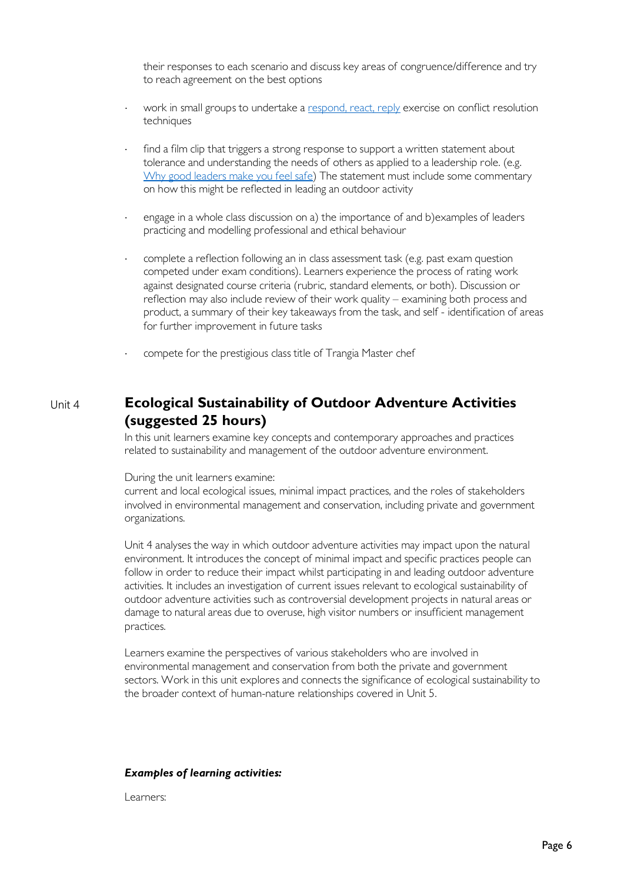their responses to each scenario and discuss key areas of congruence/difference and try to reach agreement on the best options

- work in small groups to undertake a respond, react, reply exercise on conflict resolution techniques
- find a film clip that triggers a strong response to support a written statement about tolerance and understanding the needs of others as applied to a leadership role. (e.g. Why good leaders make you feel safe) The statement must include some commentary on how this might be reflected in leading an outdoor activity
- engage in a whole class discussion on a) the importance of and b)examples of leaders practicing and modelling professional and ethical behaviour
- complete a reflection following an in class assessment task (e.g. past exam question competed under exam conditions). Learners experience the process of rating work against designated course criteria (rubric, standard elements, or both). Discussion or reflection may also include review of their work quality – examining both process and product, a summary of their key takeaways from the task, and self - identification of areas for further improvement in future tasks
- compete for the prestigious class title of Trangia Master chef

## Unit 4 Ecological Sustainability of Outdoor Adventure Activities (suggested 25 hours)

In this unit learners examine key concepts and contemporary approaches and practices related to sustainability and management of the outdoor adventure environment.

During the unit learners examine:
current and local ecological issues, minimal impact practices, and the roles of stakeholders involved in environmental management and conservation, including private and government organizations.

Unit 4 analyses the way in which outdoor adventure activities may impact upon the natural environment. It introduces the concept of minimal impact and specific practices people can follow in order to reduce their impact whilst participating in and leading outdoor adventure activities. It includes an investigation of current issues relevant to ecological sustainability of outdoor adventure activities such as controversial development projects in natural areas or damage to natural areas due to overuse, high visitor numbers or insufficient management practices.

Learners examine the perspectives of various stakeholders who are involved in environmental management and conservation from both the private and government sectors. Work in this unit explores and connects the significance of ecological sustainability to the broader context of human-nature relationships covered in Unit 5.

***Examples of learning activities:***

Learners: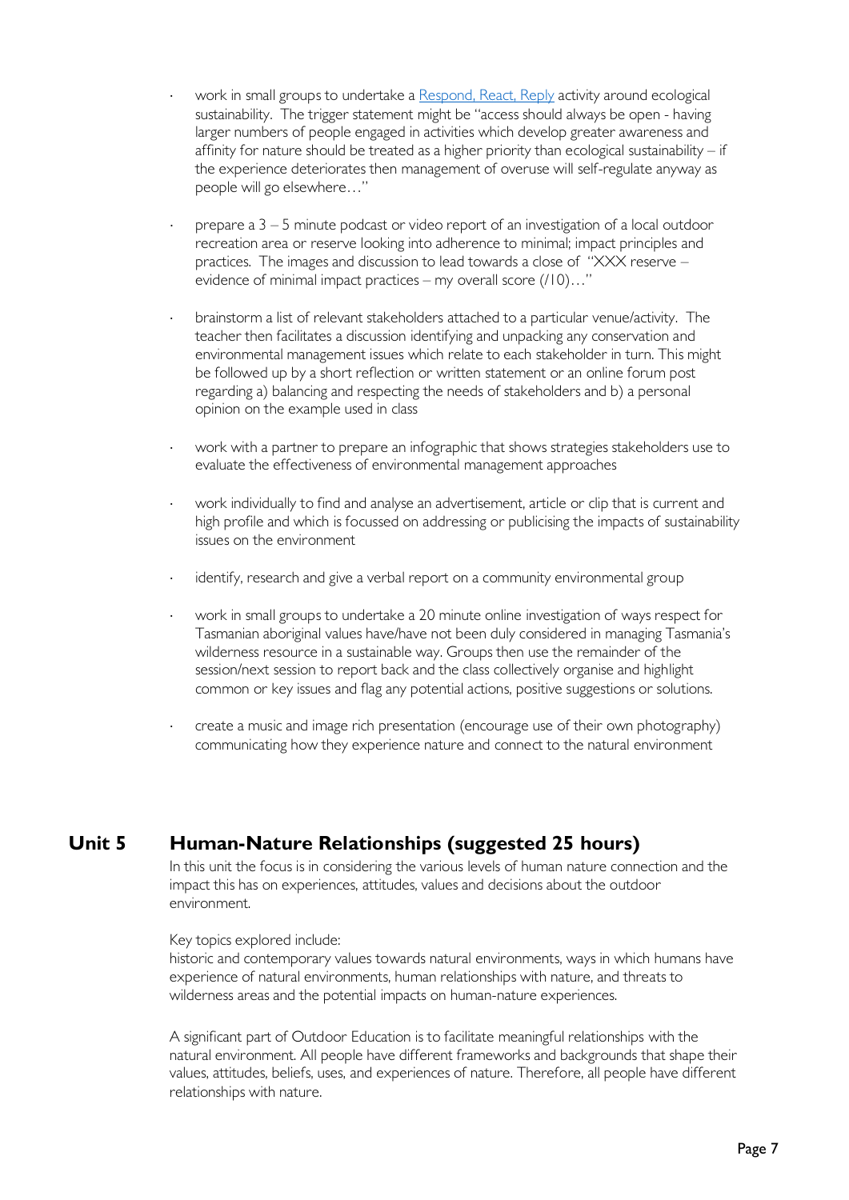- work in small groups to undertake a [Respond, React, Reply] activity around ecological sustainability. The trigger statement might be "access should always be open - having larger numbers of people engaged in activities which develop greater awareness and affinity for nature should be treated as a higher priority than ecological sustainability – if the experience deteriorates then management of overuse will self-regulate anyway as people will go elsewhere…"

- prepare a 3 – 5 minute podcast or video report of an investigation of a local outdoor recreation area or reserve looking into adherence to minimal; impact principles and practices. The images and discussion to lead towards a close of "XXX reserve – evidence of minimal impact practices – my overall score (/10)…"

- brainstorm a list of relevant stakeholders attached to a particular venue/activity. The teacher then facilitates a discussion identifying and unpacking any conservation and environmental management issues which relate to each stakeholder in turn. This might be followed up by a short reflection or written statement or an online forum post regarding a) balancing and respecting the needs of stakeholders and b) a personal opinion on the example used in class

- work with a partner to prepare an infographic that shows strategies stakeholders use to evaluate the effectiveness of environmental management approaches

- work individually to find and analyse an advertisement, article or clip that is current and high profile and which is focussed on addressing or publicising the impacts of sustainability issues on the environment

- identify, research and give a verbal report on a community environmental group

- work in small groups to undertake a 20 minute online investigation of ways respect for Tasmanian aboriginal values have/have not been duly considered in managing Tasmania's wilderness resource in a sustainable way. Groups then use the remainder of the session/next session to report back and the class collectively organise and highlight common or key issues and flag any potential actions, positive suggestions or solutions.

- create a music and image rich presentation (encourage use of their own photography) communicating how they experience nature and connect to the natural environment

## Unit 5 Human-Nature Relationships (suggested 25 hours)

In this unit the focus is in considering the various levels of human nature connection and the impact this has on experiences, attitudes, values and decisions about the outdoor environment.

Key topics explored include:
historic and contemporary values towards natural environments, ways in which humans have experience of natural environments, human relationships with nature, and threats to wilderness areas and the potential impacts on human-nature experiences.

A significant part of Outdoor Education is to facilitate meaningful relationships with the natural environment. All people have different frameworks and backgrounds that shape their values, attitudes, beliefs, uses, and experiences of nature. Therefore, all people have different relationships with nature.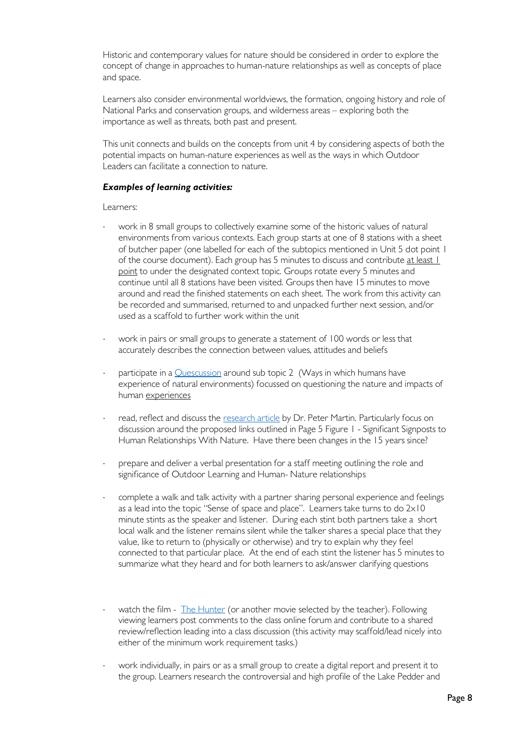Historic and contemporary values for nature should be considered in order to explore the concept of change in approaches to human-nature relationships as well as concepts of place and space.

Learners also consider environmental worldviews, the formation, ongoing history and role of National Parks and conservation groups, and wilderness areas – exploring both the importance as well as threats, both past and present.

This unit connects and builds on the concepts from unit 4 by considering aspects of both the potential impacts on human-nature experiences as well as the ways in which Outdoor Leaders can facilitate a connection to nature.

***Examples of learning activities:***

Learners:

- work in 8 small groups to collectively examine some of the historic values of natural environments from various contexts. Each group starts at one of 8 stations with a sheet of butcher paper (one labelled for each of the subtopics mentioned in Unit 5 dot point 1 of the course document). Each group has 5 minutes to discuss and contribute <u>at least 1 point</u> to under the designated context topic. Groups rotate every 5 minutes and continue until all 8 stations have been visited. Groups then have 15 minutes to move around and read the finished statements on each sheet. The work from this activity can be recorded and summarised, returned to and unpacked further next session, and/or used as a scaffold to further work within the unit

- work in pairs or small groups to generate a statement of 100 words or less that accurately describes the connection between values, attitudes and beliefs

- participate in a Quescussion around sub topic 2 (Ways in which humans have experience of natural environments) focussed on questioning the nature and impacts of human <u>experiences</u>

- read, reflect and discuss the research article by Dr. Peter Martin. Particularly focus on discussion around the proposed links outlined in Page 5 Figure 1 - Significant Signposts to Human Relationships With Nature. Have there been changes in the 15 years since?

- prepare and deliver a verbal presentation for a staff meeting outlining the role and significance of Outdoor Learning and Human- Nature relationships

- complete a walk and talk activity with a partner sharing personal experience and feelings as a lead into the topic "Sense of space and place". Learners take turns to do 2x10 minute stints as the speaker and listener. During each stint both partners take a short local walk and the listener remains silent while the talker shares a special place that they value, like to return to (physically or otherwise) and try to explain why they feel connected to that particular place. At the end of each stint the listener has 5 minutes to summarize what they heard and for both learners to ask/answer clarifying questions

- watch the film - The Hunter (or another movie selected by the teacher). Following viewing learners post comments to the class online forum and contribute to a shared review/reflection leading into a class discussion (this activity may scaffold/lead nicely into either of the minimum work requirement tasks.)

- work individually, in pairs or as a small group to create a digital report and present it to the group. Learners research the controversial and high profile of the Lake Pedder and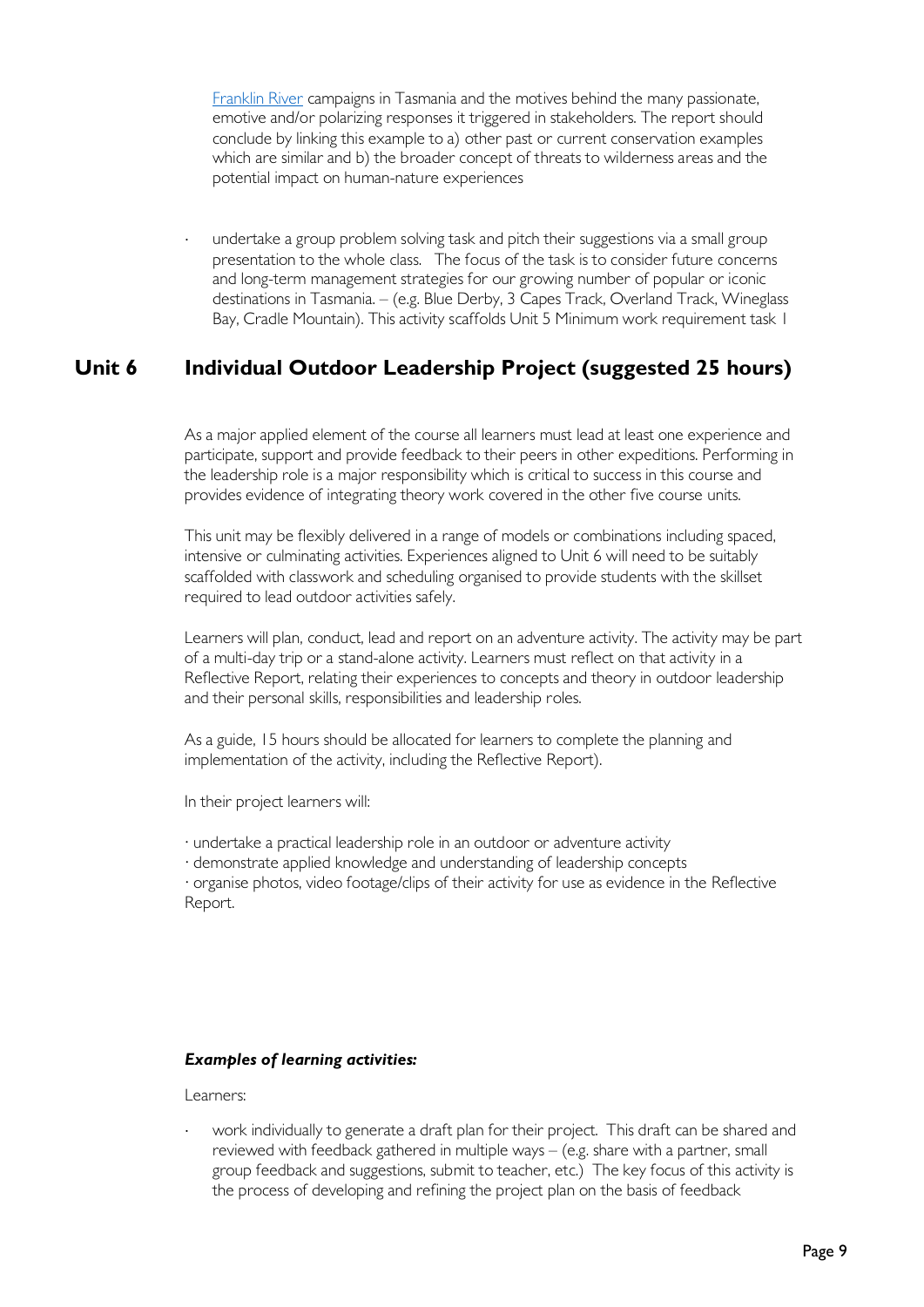[Franklin River](#) campaigns in Tasmania and the motives behind the many passionate, emotive and/or polarizing responses it triggered in stakeholders. The report should conclude by linking this example to a) other past or current conservation examples which are similar and b) the broader concept of threats to wilderness areas and the potential impact on human-nature experiences

- undertake a group problem solving task and pitch their suggestions via a small group presentation to the whole class. The focus of the task is to consider future concerns and long-term management strategies for our growing number of popular or iconic destinations in Tasmania. – (e.g. Blue Derby, 3 Capes Track, Overland Track, Wineglass Bay, Cradle Mountain). This activity scaffolds Unit 5 Minimum work requirement task 1

## Unit 6 Individual Outdoor Leadership Project (suggested 25 hours)

As a major applied element of the course all learners must lead at least one experience and participate, support and provide feedback to their peers in other expeditions. Performing in the leadership role is a major responsibility which is critical to success in this course and provides evidence of integrating theory work covered in the other five course units.

This unit may be flexibly delivered in a range of models or combinations including spaced, intensive or culminating activities. Experiences aligned to Unit 6 will need to be suitably scaffolded with classwork and scheduling organised to provide students with the skillset required to lead outdoor activities safely.

Learners will plan, conduct, lead and report on an adventure activity. The activity may be part of a multi-day trip or a stand-alone activity. Learners must reflect on that activity in a Reflective Report, relating their experiences to concepts and theory in outdoor leadership and their personal skills, responsibilities and leadership roles.

As a guide, 15 hours should be allocated for learners to complete the planning and implementation of the activity, including the Reflective Report).

In their project learners will:

- undertake a practical leadership role in an outdoor or adventure activity
- demonstrate applied knowledge and understanding of leadership concepts
- organise photos, video footage/clips of their activity for use as evidence in the Reflective Report.

***Examples of learning activities:***

Learners:

- work individually to generate a draft plan for their project. This draft can be shared and reviewed with feedback gathered in multiple ways – (e.g. share with a partner, small group feedback and suggestions, submit to teacher, etc.) The key focus of this activity is the process of developing and refining the project plan on the basis of feedback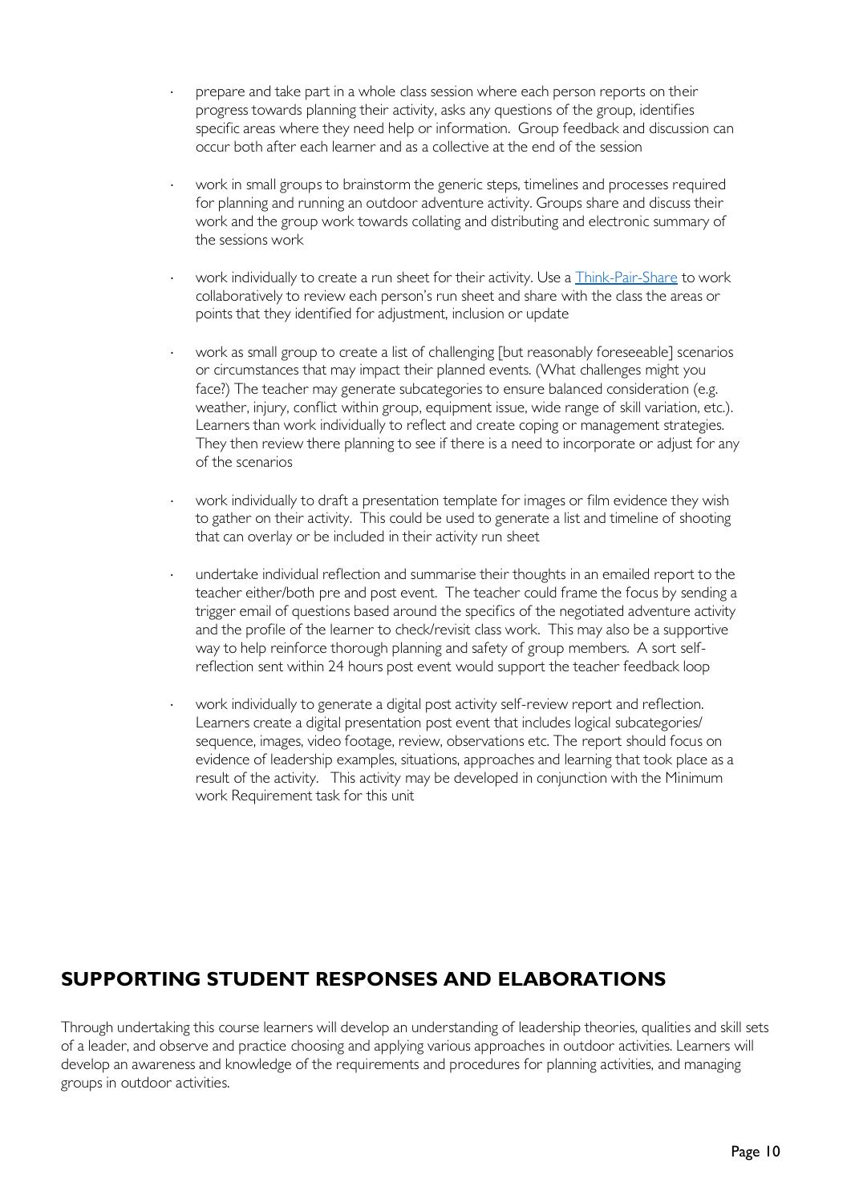- prepare and take part in a whole class session where each person reports on their progress towards planning their activity, asks any questions of the group, identifies specific areas where they need help or information. Group feedback and discussion can occur both after each learner and as a collective at the end of the session

- work in small groups to brainstorm the generic steps, timelines and processes required for planning and running an outdoor adventure activity. Groups share and discuss their work and the group work towards collating and distributing and electronic summary of the sessions work

- work individually to create a run sheet for their activity. Use a Think-Pair-Share to work collaboratively to review each person's run sheet and share with the class the areas or points that they identified for adjustment, inclusion or update

- work as small group to create a list of challenging [but reasonably foreseeable] scenarios or circumstances that may impact their planned events. (What challenges might you face?) The teacher may generate subcategories to ensure balanced consideration (e.g. weather, injury, conflict within group, equipment issue, wide range of skill variation, etc.). Learners than work individually to reflect and create coping or management strategies. They then review there planning to see if there is a need to incorporate or adjust for any of the scenarios

- work individually to draft a presentation template for images or film evidence they wish to gather on their activity. This could be used to generate a list and timeline of shooting that can overlay or be included in their activity run sheet

- undertake individual reflection and summarise their thoughts in an emailed report to the teacher either/both pre and post event. The teacher could frame the focus by sending a trigger email of questions based around the specifics of the negotiated adventure activity and the profile of the learner to check/revisit class work. This may also be a supportive way to help reinforce thorough planning and safety of group members. A sort self-reflection sent within 24 hours post event would support the teacher feedback loop

- work individually to generate a digital post activity self-review report and reflection. Learners create a digital presentation post event that includes logical subcategories/ sequence, images, video footage, review, observations etc. The report should focus on evidence of leadership examples, situations, approaches and learning that took place as a result of the activity. This activity may be developed in conjunction with the Minimum work Requirement task for this unit

## SUPPORTING STUDENT RESPONSES AND ELABORATIONS

Through undertaking this course learners will develop an understanding of leadership theories, qualities and skill sets of a leader, and observe and practice choosing and applying various approaches in outdoor activities. Learners will develop an awareness and knowledge of the requirements and procedures for planning activities, and managing groups in outdoor activities.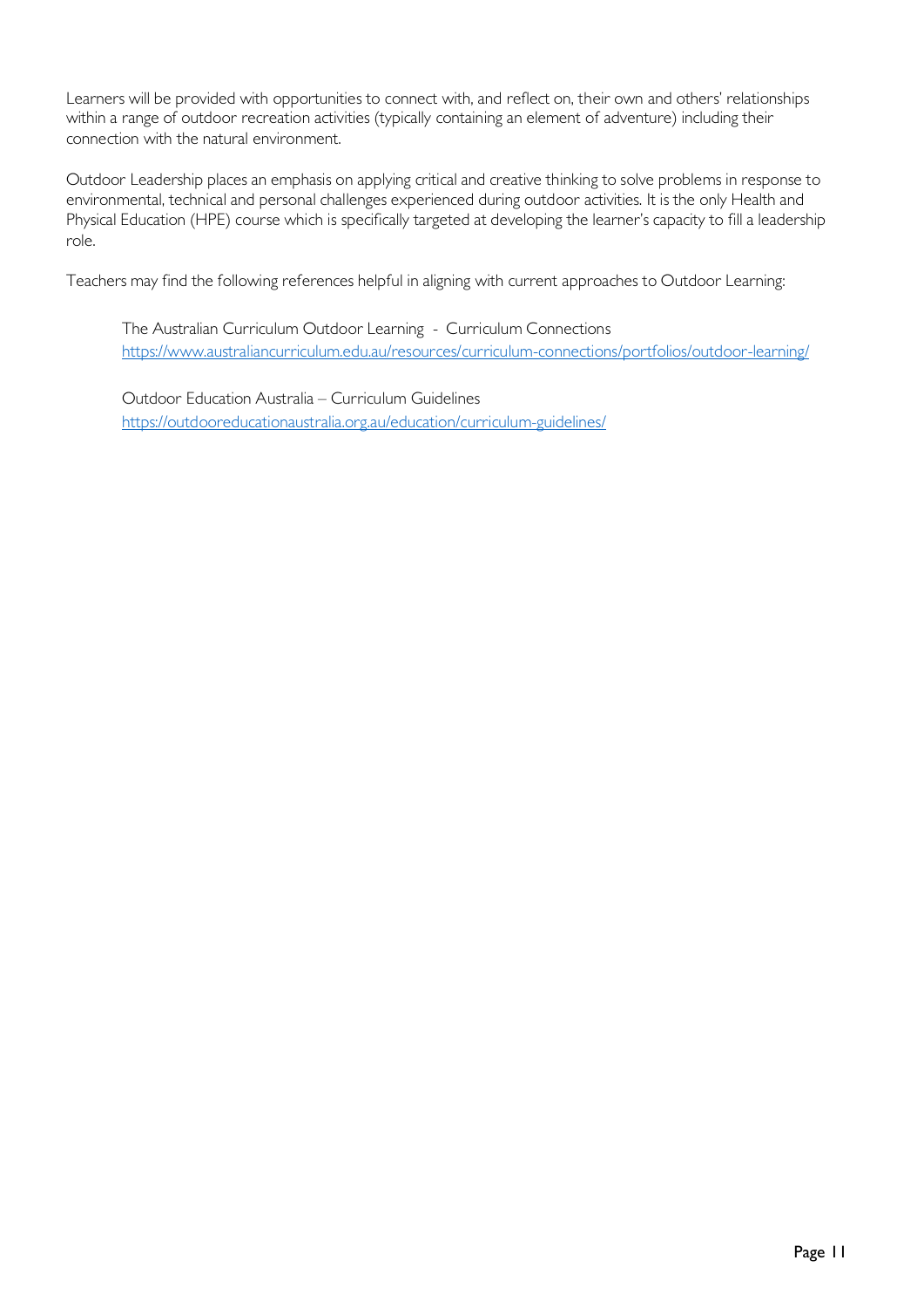Learners will be provided with opportunities to connect with, and reflect on, their own and others' relationships within a range of outdoor recreation activities (typically containing an element of adventure) including their connection with the natural environment.

Outdoor Leadership places an emphasis on applying critical and creative thinking to solve problems in response to environmental, technical and personal challenges experienced during outdoor activities. It is the only Health and Physical Education (HPE) course which is specifically targeted at developing the learner's capacity to fill a leadership role.

Teachers may find the following references helpful in aligning with current approaches to Outdoor Learning:

> The Australian Curriculum Outdoor Learning - Curriculum Connections
> https://www.australiancurriculum.edu.au/resources/curriculum-connections/portfolios/outdoor-learning/
>
> Outdoor Education Australia – Curriculum Guidelines
> https://outdooreducationaustralia.org.au/education/curriculum-guidelines/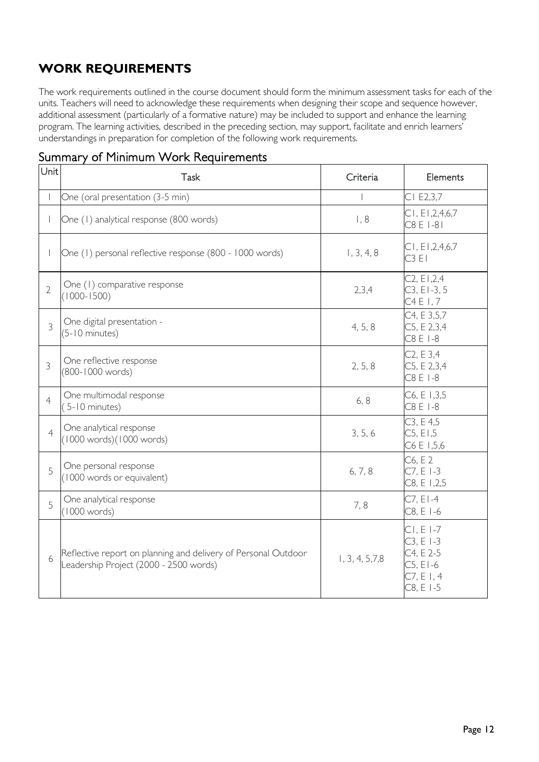## WORK REQUIREMENTS

The work requirements outlined in the course document should form the minimum assessment tasks for each of the units. Teachers will need to acknowledge these requirements when designing their scope and sequence however, additional assessment (particularly of a formative nature) may be included to support and enhance the learning program. The learning activities, described in the preceding section, may support, facilitate and enrich learners' understandings in preparation for completion of the following work requirements.

### Summary of Minimum Work Requirements

| Unit | Task | Criteria | Elements |
|---|---|---|---|
| 1 | One (oral presentation (3-5 min) | 1 | C1 E2,3,7 |
| 1 | One (1) analytical response (800 words) | 1, 8 | C1, E1,2,4,6,7<br>C8 E 1-81 |
| 1 | One (1) personal reflective response (800 - 1000 words) | 1, 3, 4, 8 | C1, E1,2,4,6,7<br>C3 E1 |
| 2 | One (1) comparative response<br>(1000-1500) | 2,3,4 | C2, E1,2,4<br>C3, E1-3, 5<br>C4 E 1, 7 |
| 3 | One digital presentation -<br>(5-10 minutes) | 4, 5, 8 | C4, E 3,5,7<br>C5, E 2,3,4<br>C8 E 1-8 |
| 3 | One reflective response<br>(800-1000 words) | 2, 5, 8 | C2, E 3,4<br>C5, E 2,3,4<br>C8 E 1-8 |
| 4 | One multimodal response<br>( 5-10 minutes) | 6, 8 | C6, E 1,3,5<br>C8 E 1-8 |
| 4 | One analytical response<br>(1000 words)(1000 words) | 3, 5, 6 | C3, E 4,5<br>C5, E1,5<br>C6 E 1,5,6 |
| 5 | One personal response<br>(1000 words or equivalent) | 6, 7, 8 | C6, E 2<br>C7, E 1-3<br>C8, E 1,2,5 |
| 5 | One analytical response<br>(1000 words) | 7, 8 | C7, E1-4<br>C8, E 1-6 |
| 6 | Reflective report on planning and delivery of Personal Outdoor Leadership Project (2000 - 2500 words) | 1, 3, 4, 5,7,8 | C1, E 1-7<br>C3, E 1-3<br>C4, E 2-5<br>C5, E1-6<br>C7, E 1, 4<br>C8, E 1-5 |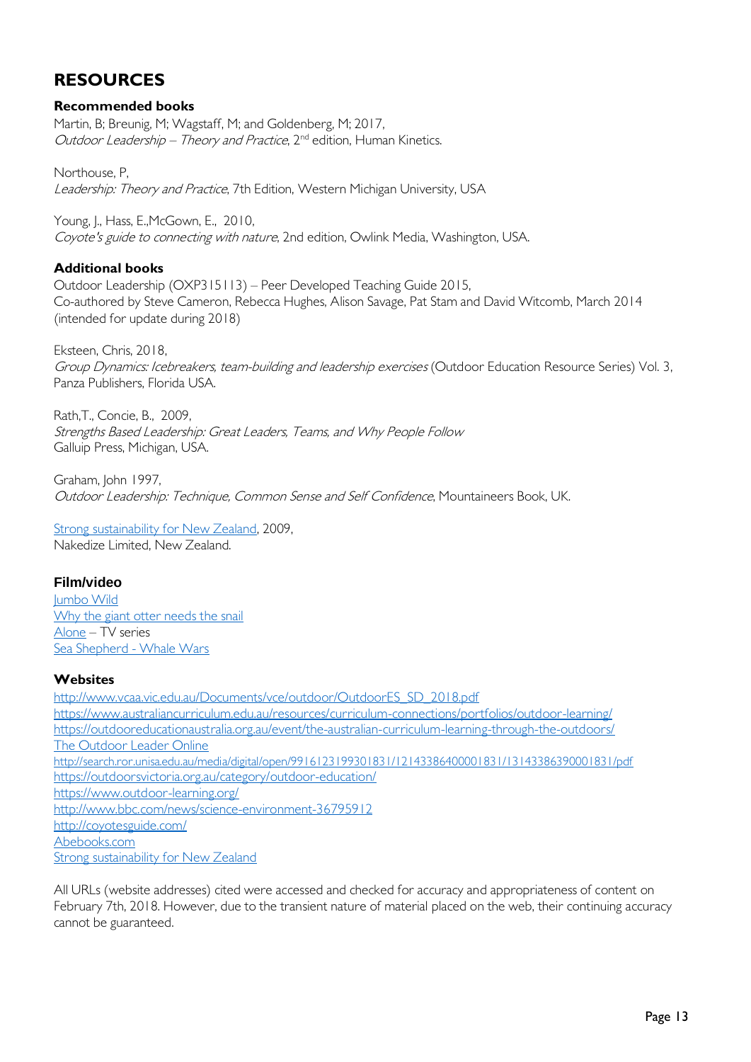## RESOURCES

### Recommended books

Martin, B; Breunig, M; Wagstaff, M; and Goldenberg, M; 2017,
*Outdoor Leadership – Theory and Practice*, 2nd edition, Human Kinetics.

Northouse, P,
*Leadership: Theory and Practice*, 7th Edition, Western Michigan University, USA

Young, J., Hass, E.,McGown, E., 2010,
*Coyote's guide to connecting with nature*, 2nd edition, Owlink Media, Washington, USA.

### Additional books

Outdoor Leadership (OXP315113) – Peer Developed Teaching Guide 2015,
Co-authored by Steve Cameron, Rebecca Hughes, Alison Savage, Pat Stam and David Witcomb, March 2014 (intended for update during 2018)

Eksteen, Chris, 2018,
*Group Dynamics: Icebreakers, team-building and leadership exercises* (Outdoor Education Resource Series) Vol. 3, Panza Publishers, Florida USA.

Rath,T., Concie, B., 2009,
*Strengths Based Leadership: Great Leaders, Teams, and Why People Follow*
Galluip Press, Michigan, USA.

Graham, John 1997,
*Outdoor Leadership: Technique, Common Sense and Self Confidence*, Mountaineers Book, UK.

Strong sustainability for New Zealand, 2009,
Nakedize Limited, New Zealand.

### Film/video

Jumbo Wild
Why the giant otter needs the snail
Alone – TV series
Sea Shepherd - Whale Wars

### Websites

http://www.vcaa.vic.edu.au/Documents/vce/outdoor/OutdoorES_SD_2018.pdf
https://www.australiancurriculum.edu.au/resources/curriculum-connections/portfolios/outdoor-learning/
https://outdooreducationaustralia.org.au/event/the-australian-curriculum-learning-through-the-outdoors/
The Outdoor Leader Online
http://search.ror.unisa.edu.au/media/digital/open/9916123199301831/12143386400001831/13143386390001831/pdf
https://outdoorsvictoria.org.au/category/outdoor-education/
https://www.outdoor-learning.org/
http://www.bbc.com/news/science-environment-36795912
http://coyotesguide.com/
Abebooks.com
Strong sustainability for New Zealand

All URLs (website addresses) cited were accessed and checked for accuracy and appropriateness of content on February 7th, 2018. However, due to the transient nature of material placed on the web, their continuing accuracy cannot be guaranteed.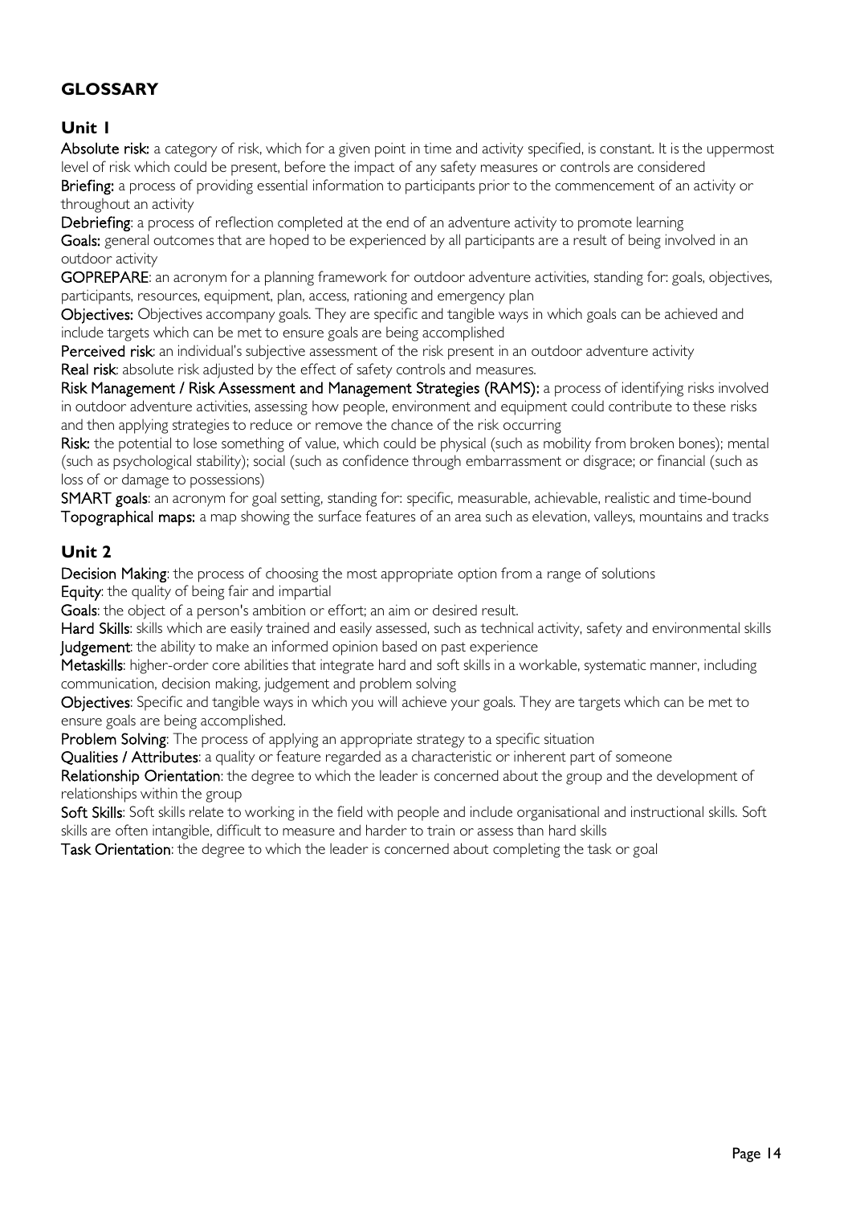## GLOSSARY

### Unit 1

**Absolute risk:** a category of risk, which for a given point in time and activity specified, is constant. It is the uppermost level of risk which could be present, before the impact of any safety measures or controls are considered

**Briefing:** a process of providing essential information to participants prior to the commencement of an activity or throughout an activity

**Debriefing**: a process of reflection completed at the end of an adventure activity to promote learning

**Goals:** general outcomes that are hoped to be experienced by all participants are a result of being involved in an outdoor activity

**GOPREPARE**: an acronym for a planning framework for outdoor adventure activities, standing for: goals, objectives, participants, resources, equipment, plan, access, rationing and emergency plan

**Objectives:** Objectives accompany goals. They are specific and tangible ways in which goals can be achieved and include targets which can be met to ensure goals are being accomplished

**Perceived risk**: an individual's subjective assessment of the risk present in an outdoor adventure activity

**Real risk**: absolute risk adjusted by the effect of safety controls and measures.

**Risk Management / Risk Assessment and Management Strategies (RAMS):** a process of identifying risks involved in outdoor adventure activities, assessing how people, environment and equipment could contribute to these risks and then applying strategies to reduce or remove the chance of the risk occurring

**Risk:** the potential to lose something of value, which could be physical (such as mobility from broken bones); mental (such as psychological stability); social (such as confidence through embarrassment or disgrace; or financial (such as loss of or damage to possessions)

**SMART goals**: an acronym for goal setting, standing for: specific, measurable, achievable, realistic and time-bound

**Topographical maps:** a map showing the surface features of an area such as elevation, valleys, mountains and tracks

### Unit 2

**Decision Making**: the process of choosing the most appropriate option from a range of solutions

**Equity**: the quality of being fair and impartial

**Goals**: the object of a person's ambition or effort; an aim or desired result.

**Hard Skills**: skills which are easily trained and easily assessed, such as technical activity, safety and environmental skills

**Judgement**: the ability to make an informed opinion based on past experience

**Metaskills**: higher-order core abilities that integrate hard and soft skills in a workable, systematic manner, including communication, decision making, judgement and problem solving

**Objectives**: Specific and tangible ways in which you will achieve your goals. They are targets which can be met to ensure goals are being accomplished.

**Problem Solving**: The process of applying an appropriate strategy to a specific situation

**Qualities / Attributes**: a quality or feature regarded as a characteristic or inherent part of someone

**Relationship Orientation**: the degree to which the leader is concerned about the group and the development of relationships within the group

**Soft Skills**: Soft skills relate to working in the field with people and include organisational and instructional skills. Soft skills are often intangible, difficult to measure and harder to train or assess than hard skills

**Task Orientation**: the degree to which the leader is concerned about completing the task or goal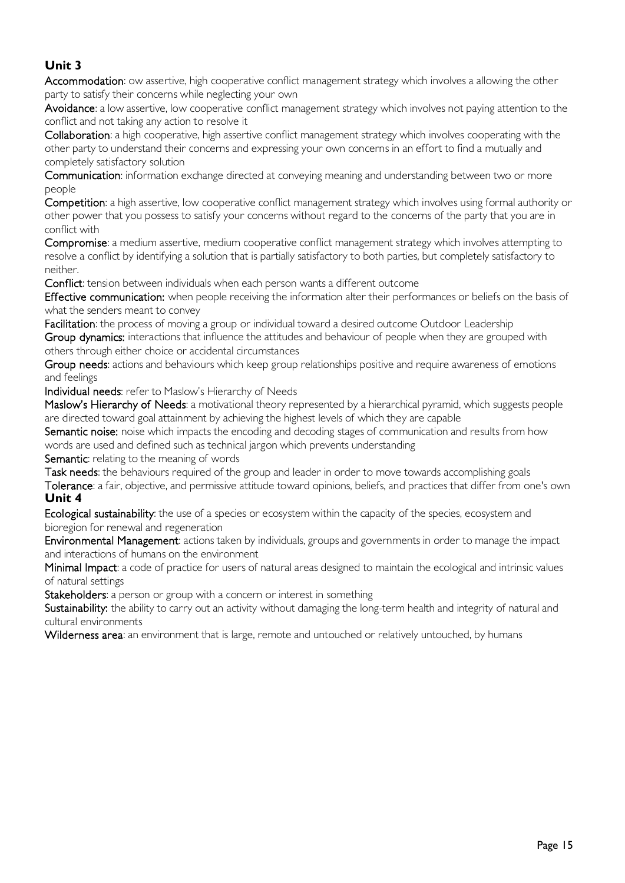## Unit 3

**Accommodation**: ow assertive, high cooperative conflict management strategy which involves a allowing the other party to satisfy their concerns while neglecting your own

**Avoidance**: a low assertive, low cooperative conflict management strategy which involves not paying attention to the conflict and not taking any action to resolve it

**Collaboration**: a high cooperative, high assertive conflict management strategy which involves cooperating with the other party to understand their concerns and expressing your own concerns in an effort to find a mutually and completely satisfactory solution

**Communication**: information exchange directed at conveying meaning and understanding between two or more people

**Competition**: a high assertive, low cooperative conflict management strategy which involves using formal authority or other power that you possess to satisfy your concerns without regard to the concerns of the party that you are in conflict with

**Compromise**: a medium assertive, medium cooperative conflict management strategy which involves attempting to resolve a conflict by identifying a solution that is partially satisfactory to both parties, but completely satisfactory to neither.

**Conflict**: tension between individuals when each person wants a different outcome

**Effective communication:** when people receiving the information alter their performances or beliefs on the basis of what the senders meant to convey

**Facilitation**: the process of moving a group or individual toward a desired outcome Outdoor Leadership

**Group dynamics:** interactions that influence the attitudes and behaviour of people when they are grouped with others through either choice or accidental circumstances

**Group needs**: actions and behaviours which keep group relationships positive and require awareness of emotions and feelings

**Individual needs**: refer to Maslow's Hierarchy of Needs

**Maslow's Hierarchy of Needs**: a motivational theory represented by a hierarchical pyramid, which suggests people are directed toward goal attainment by achieving the highest levels of which they are capable

**Semantic noise:** noise which impacts the encoding and decoding stages of communication and results from how words are used and defined such as technical jargon which prevents understanding

**Semantic**: relating to the meaning of words

**Task needs**: the behaviours required of the group and leader in order to move towards accomplishing goals

**Tolerance**: a fair, objective, and permissive attitude toward opinions, beliefs, and practices that differ from one's own

## Unit 4

**Ecological sustainability**: the use of a species or ecosystem within the capacity of the species, ecosystem and bioregion for renewal and regeneration

**Environmental Management**: actions taken by individuals, groups and governments in order to manage the impact and interactions of humans on the environment

**Minimal Impact**: a code of practice for users of natural areas designed to maintain the ecological and intrinsic values of natural settings

**Stakeholders**: a person or group with a concern or interest in something

**Sustainability:** the ability to carry out an activity without damaging the long-term health and integrity of natural and cultural environments

**Wilderness area**: an environment that is large, remote and untouched or relatively untouched, by humans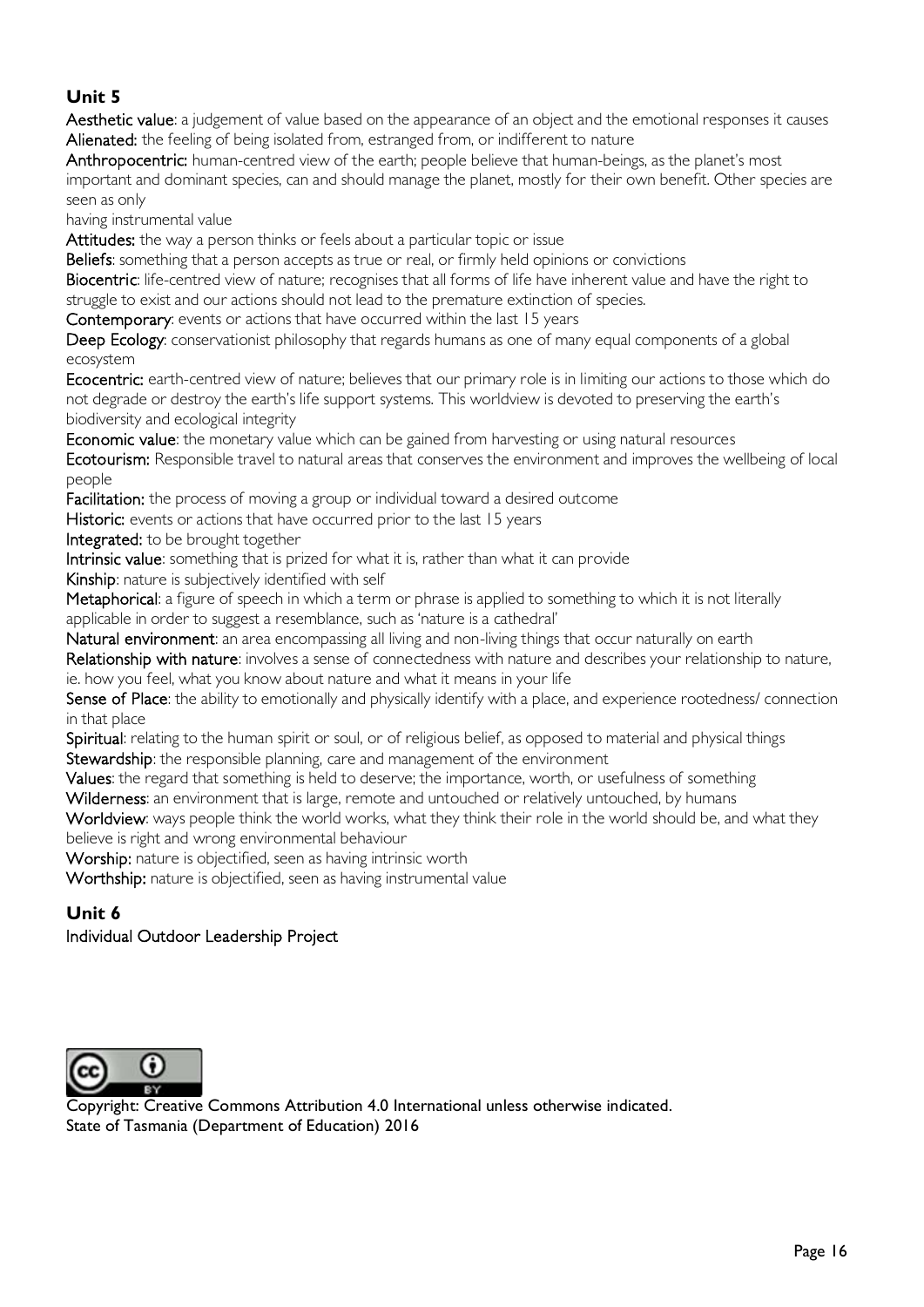## Unit 5

**Aesthetic value**: a judgement of value based on the appearance of an object and the emotional responses it causes
**Alienated:** the feeling of being isolated from, estranged from, or indifferent to nature
**Anthropocentric:** human-centred view of the earth; people believe that human-beings, as the planet's most important and dominant species, can and should manage the planet, mostly for their own benefit. Other species are seen as only
having instrumental value
**Attitudes:** the way a person thinks or feels about a particular topic or issue
**Beliefs**: something that a person accepts as true or real, or firmly held opinions or convictions
**Biocentric**: life-centred view of nature; recognises that all forms of life have inherent value and have the right to struggle to exist and our actions should not lead to the premature extinction of species.
**Contemporary**: events or actions that have occurred within the last 15 years
**Deep Ecology**: conservationist philosophy that regards humans as one of many equal components of a global ecosystem
**Ecocentric:** earth-centred view of nature; believes that our primary role is in limiting our actions to those which do not degrade or destroy the earth's life support systems. This worldview is devoted to preserving the earth's biodiversity and ecological integrity
**Economic value**: the monetary value which can be gained from harvesting or using natural resources
**Ecotourism:** Responsible travel to natural areas that conserves the environment and improves the wellbeing of local people
**Facilitation:** the process of moving a group or individual toward a desired outcome
**Historic:** events or actions that have occurred prior to the last 15 years
**Integrated:** to be brought together
**Intrinsic value**: something that is prized for what it is, rather than what it can provide
**Kinship**: nature is subjectively identified with self
**Metaphorical**: a figure of speech in which a term or phrase is applied to something to which it is not literally applicable in order to suggest a resemblance, such as 'nature is a cathedral'
**Natural environment**: an area encompassing all living and non-living things that occur naturally on earth
**Relationship with nature**: involves a sense of connectedness with nature and describes your relationship to nature, ie. how you feel, what you know about nature and what it means in your life
**Sense of Place**: the ability to emotionally and physically identify with a place, and experience rootedness/ connection in that place
**Spiritual**: relating to the human spirit or soul, or of religious belief, as opposed to material and physical things
**Stewardship**: the responsible planning, care and management of the environment
**Values**: the regard that something is held to deserve; the importance, worth, or usefulness of something
**Wilderness**: an environment that is large, remote and untouched or relatively untouched, by humans
**Worldview**: ways people think the world works, what they think their role in the world should be, and what they believe is right and wrong environmental behaviour
**Worship:** nature is objectified, seen as having intrinsic worth
**Worthship:** nature is objectified, seen as having instrumental value

## Unit 6

Individual Outdoor Leadership Project

Copyright: Creative Commons Attribution 4.0 International unless otherwise indicated.
State of Tasmania (Department of Education) 2016